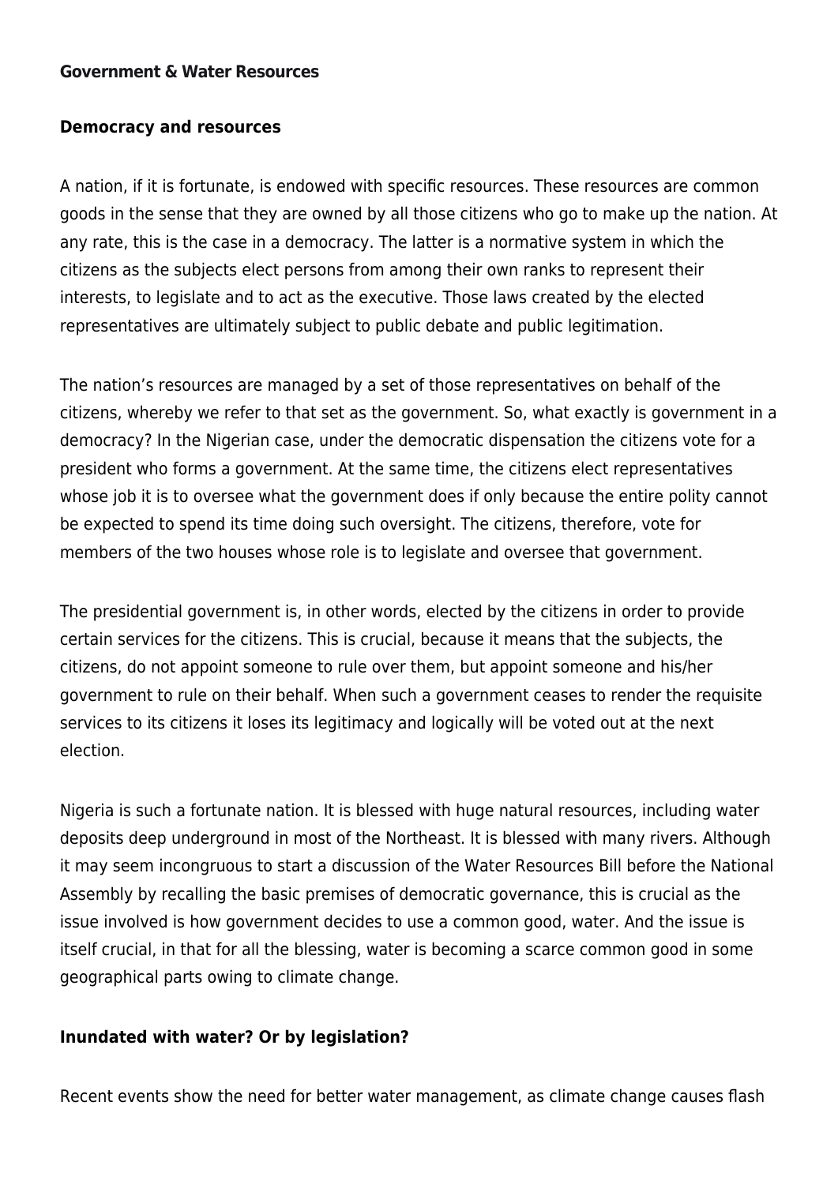**Government & Water Resources**

**Democracy and resources**

A nation, if it is fortunate, is endowed with specific resources. These resources are common goods in the sense that they are owned by all those citizens who go to make up the nation. At any rate, this is the case in a democracy. The latter is a normative system in which the citizens as the subjects elect persons from among their own ranks to represent their interests, to legislate and to act as the executive. Those laws created by the elected representatives are ultimately subject to public debate and public legitimation.

The nation's resources are managed by a set of those representatives on behalf of the citizens, whereby we refer to that set as the government. So, what exactly is government in a democracy? In the Nigerian case, under the democratic dispensation the citizens vote for a president who forms a government. At the same time, the citizens elect representatives whose job it is to oversee what the government does if only because the entire polity cannot be expected to spend its time doing such oversight. The citizens, therefore, vote for members of the two houses whose role is to legislate and oversee that government.

The presidential government is, in other words, elected by the citizens in order to provide certain services for the citizens. This is crucial, because it means that the subjects, the citizens, do not appoint someone to rule over them, but appoint someone and his/her government to rule on their behalf. When such a government ceases to render the requisite services to its citizens it loses its legitimacy and logically will be voted out at the next election.

Nigeria is such a fortunate nation. It is blessed with huge natural resources, including water deposits deep underground in most of the Northeast. It is blessed with many rivers. Although it may seem incongruous to start a discussion of the Water Resources Bill before the National Assembly by recalling the basic premises of democratic governance, this is crucial as the issue involved is how government decides to use a common good, water. And the issue is itself crucial, in that for all the blessing, water is becoming a scarce common good in some geographical parts owing to climate change.

**Inundated with water? Or by legislation?**

Recent events show the need for better water management, as climate change causes flash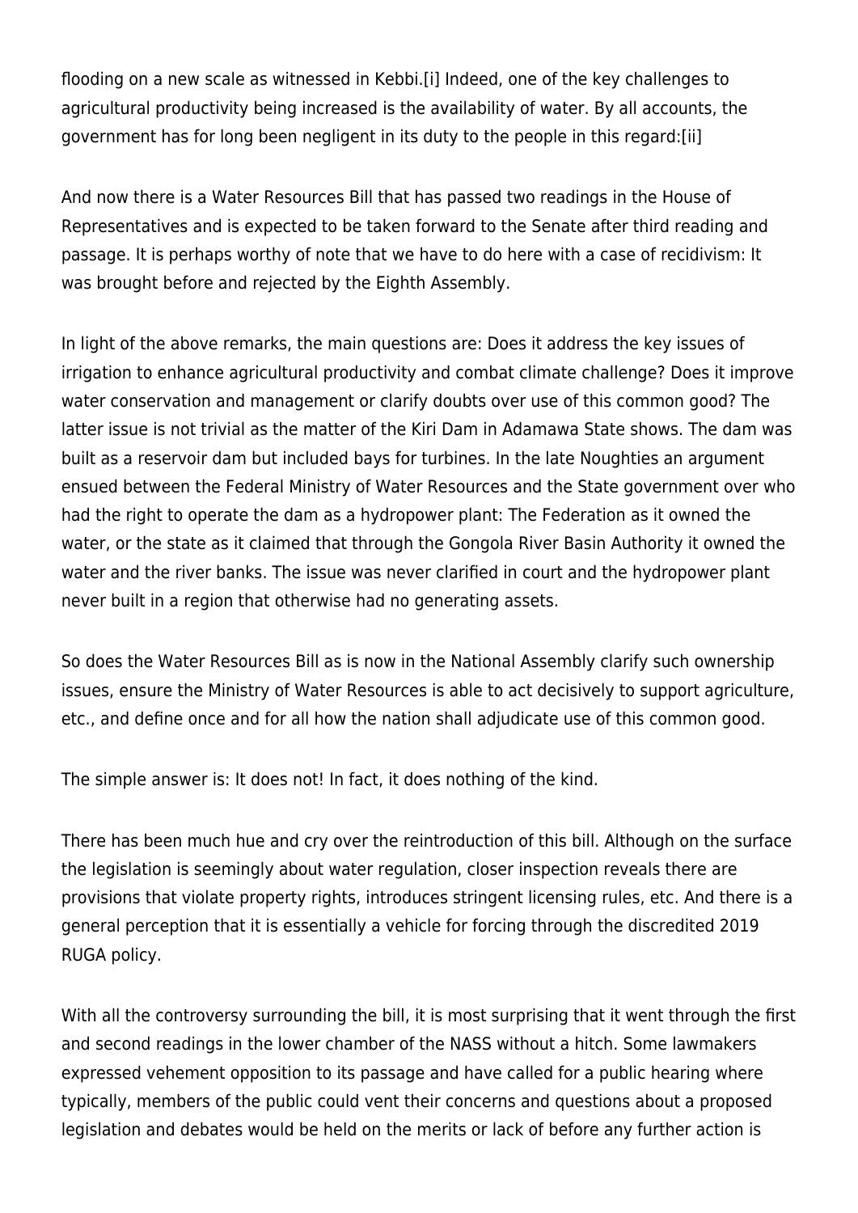flooding on a new scale as witnessed in Kebbi.[i] Indeed, one of the key challenges to agricultural productivity being increased is the availability of water. By all accounts, the government has for long been negligent in its duty to the people in this regard:[ii]

And now there is a Water Resources Bill that has passed two readings in the House of Representatives and is expected to be taken forward to the Senate after third reading and passage. It is perhaps worthy of note that we have to do here with a case of recidivism: It was brought before and rejected by the Eighth Assembly.

In light of the above remarks, the main questions are: Does it address the key issues of irrigation to enhance agricultural productivity and combat climate challenge? Does it improve water conservation and management or clarify doubts over use of this common good? The latter issue is not trivial as the matter of the Kiri Dam in Adamawa State shows. The dam was built as a reservoir dam but included bays for turbines. In the late Noughties an argument ensued between the Federal Ministry of Water Resources and the State government over who had the right to operate the dam as a hydropower plant: The Federation as it owned the water, or the state as it claimed that through the Gongola River Basin Authority it owned the water and the river banks. The issue was never clarified in court and the hydropower plant never built in a region that otherwise had no generating assets.

So does the Water Resources Bill as is now in the National Assembly clarify such ownership issues, ensure the Ministry of Water Resources is able to act decisively to support agriculture, etc., and define once and for all how the nation shall adjudicate use of this common good.

The simple answer is: It does not! In fact, it does nothing of the kind.

There has been much hue and cry over the reintroduction of this bill. Although on the surface the legislation is seemingly about water regulation, closer inspection reveals there are provisions that violate property rights, introduces stringent licensing rules, etc. And there is a general perception that it is essentially a vehicle for forcing through the discredited 2019 RUGA policy.

With all the controversy surrounding the bill, it is most surprising that it went through the first and second readings in the lower chamber of the NASS without a hitch. Some lawmakers expressed vehement opposition to its passage and have called for a public hearing where typically, members of the public could vent their concerns and questions about a proposed legislation and debates would be held on the merits or lack of before any further action is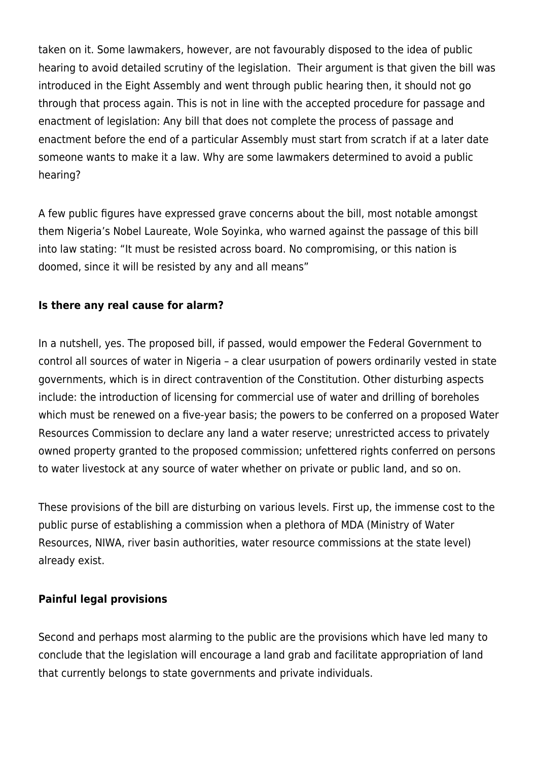taken on it. Some lawmakers, however, are not favourably disposed to the idea of public hearing to avoid detailed scrutiny of the legislation. Their argument is that given the bill was introduced in the Eight Assembly and went through public hearing then, it should not go through that process again. This is not in line with the accepted procedure for passage and enactment of legislation: Any bill that does not complete the process of passage and enactment before the end of a particular Assembly must start from scratch if at a later date someone wants to make it a law. Why are some lawmakers determined to avoid a public hearing?

A few public figures have expressed grave concerns about the bill, most notable amongst them Nigeria's Nobel Laureate, Wole Soyinka, who warned against the passage of this bill into law stating: "It must be resisted across board. No compromising, or this nation is doomed, since it will be resisted by any and all means"

**Is there any real cause for alarm?**

In a nutshell, yes. The proposed bill, if passed, would empower the Federal Government to control all sources of water in Nigeria – a clear usurpation of powers ordinarily vested in state governments, which is in direct contravention of the Constitution. Other disturbing aspects include: the introduction of licensing for commercial use of water and drilling of boreholes which must be renewed on a five-year basis; the powers to be conferred on a proposed Water Resources Commission to declare any land a water reserve; unrestricted access to privately owned property granted to the proposed commission; unfettered rights conferred on persons to water livestock at any source of water whether on private or public land, and so on.

These provisions of the bill are disturbing on various levels. First up, the immense cost to the public purse of establishing a commission when a plethora of MDA (Ministry of Water Resources, NIWA, river basin authorities, water resource commissions at the state level) already exist.

**Painful legal provisions**

Second and perhaps most alarming to the public are the provisions which have led many to conclude that the legislation will encourage a land grab and facilitate appropriation of land that currently belongs to state governments and private individuals.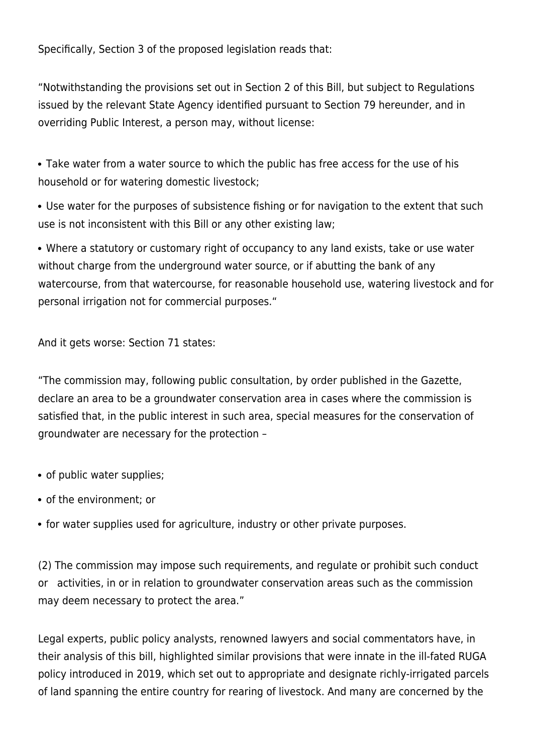Specifically, Section 3 of the proposed legislation reads that:

"Notwithstanding the provisions set out in Section 2 of this Bill, but subject to Regulations issued by the relevant State Agency identified pursuant to Section 79 hereunder, and in overriding Public Interest, a person may, without license:

- Take water from a water source to which the public has free access for the use of his household or for watering domestic livestock;
- Use water for the purposes of subsistence fishing or for navigation to the extent that such use is not inconsistent with this Bill or any other existing law;
- Where a statutory or customary right of occupancy to any land exists, take or use water without charge from the underground water source, or if abutting the bank of any watercourse, from that watercourse, for reasonable household use, watering livestock and for personal irrigation not for commercial purposes."

And it gets worse: Section 71 states:

"The commission may, following public consultation, by order published in the Gazette, declare an area to be a groundwater conservation area in cases where the commission is satisfied that, in the public interest in such area, special measures for the conservation of groundwater are necessary for the protection –

- of public water supplies;
- of the environment; or
- for water supplies used for agriculture, industry or other private purposes.

(2) The commission may impose such requirements, and regulate or prohibit such conduct or activities, in or in relation to groundwater conservation areas such as the commission may deem necessary to protect the area."

Legal experts, public policy analysts, renowned lawyers and social commentators have, in their analysis of this bill, highlighted similar provisions that were innate in the ill-fated RUGA policy introduced in 2019, which set out to appropriate and designate richly-irrigated parcels of land spanning the entire country for rearing of livestock. And many are concerned by the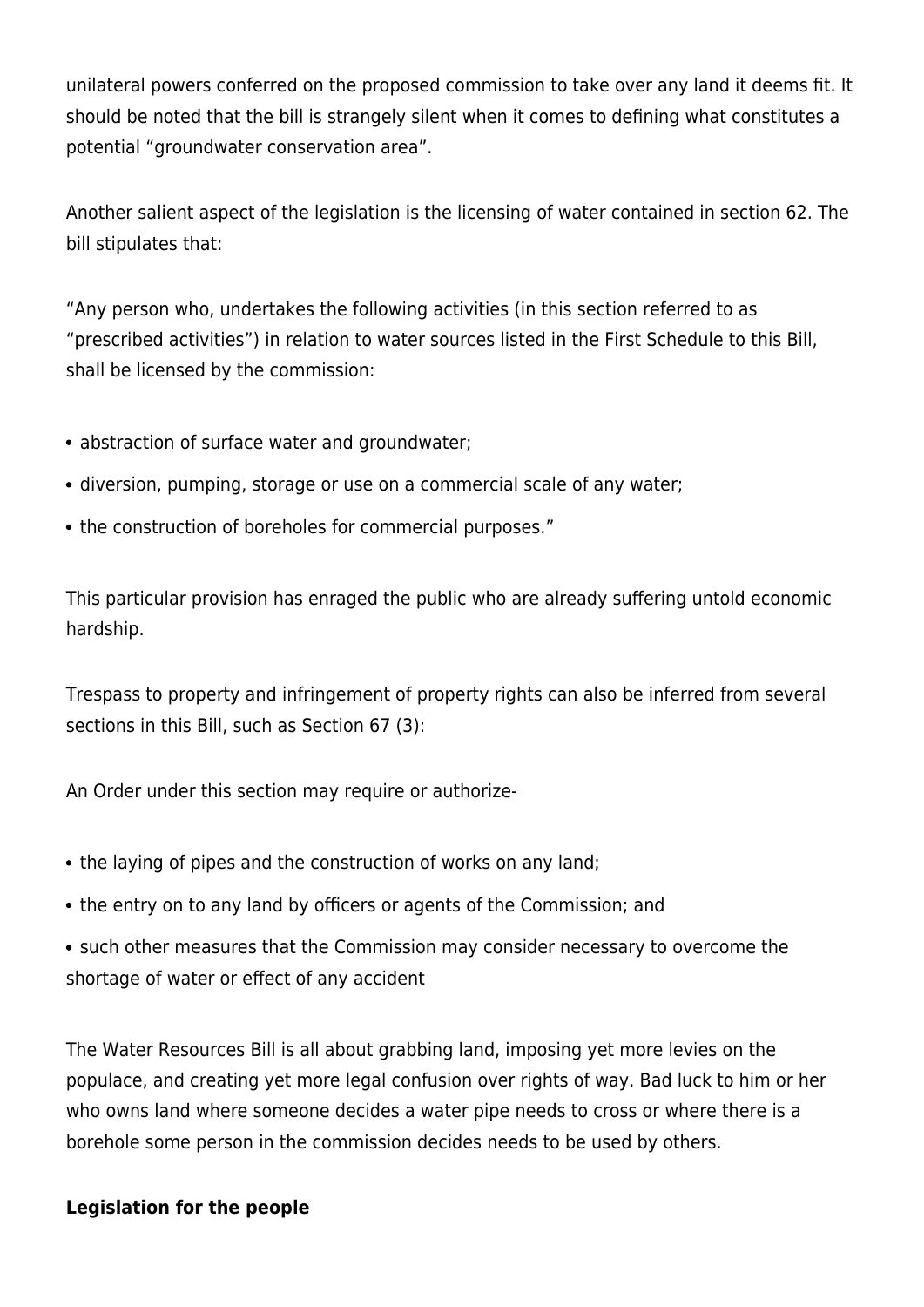unilateral powers conferred on the proposed commission to take over any land it deems fit. It should be noted that the bill is strangely silent when it comes to defining what constitutes a potential "groundwater conservation area".

Another salient aspect of the legislation is the licensing of water contained in section 62. The bill stipulates that:

"Any person who, undertakes the following activities (in this section referred to as "prescribed activities") in relation to water sources listed in the First Schedule to this Bill, shall be licensed by the commission:

- abstraction of surface water and groundwater;
- diversion, pumping, storage or use on a commercial scale of any water;
- the construction of boreholes for commercial purposes."

This particular provision has enraged the public who are already suffering untold economic hardship.

Trespass to property and infringement of property rights can also be inferred from several sections in this Bill, such as Section 67 (3):

An Order under this section may require or authorize-

- the laying of pipes and the construction of works on any land;
- the entry on to any land by officers or agents of the Commission; and
- such other measures that the Commission may consider necessary to overcome the shortage of water or effect of any accident

The Water Resources Bill is all about grabbing land, imposing yet more levies on the populace, and creating yet more legal confusion over rights of way. Bad luck to him or her who owns land where someone decides a water pipe needs to cross or where there is a borehole some person in the commission decides needs to be used by others.

**Legislation for the people**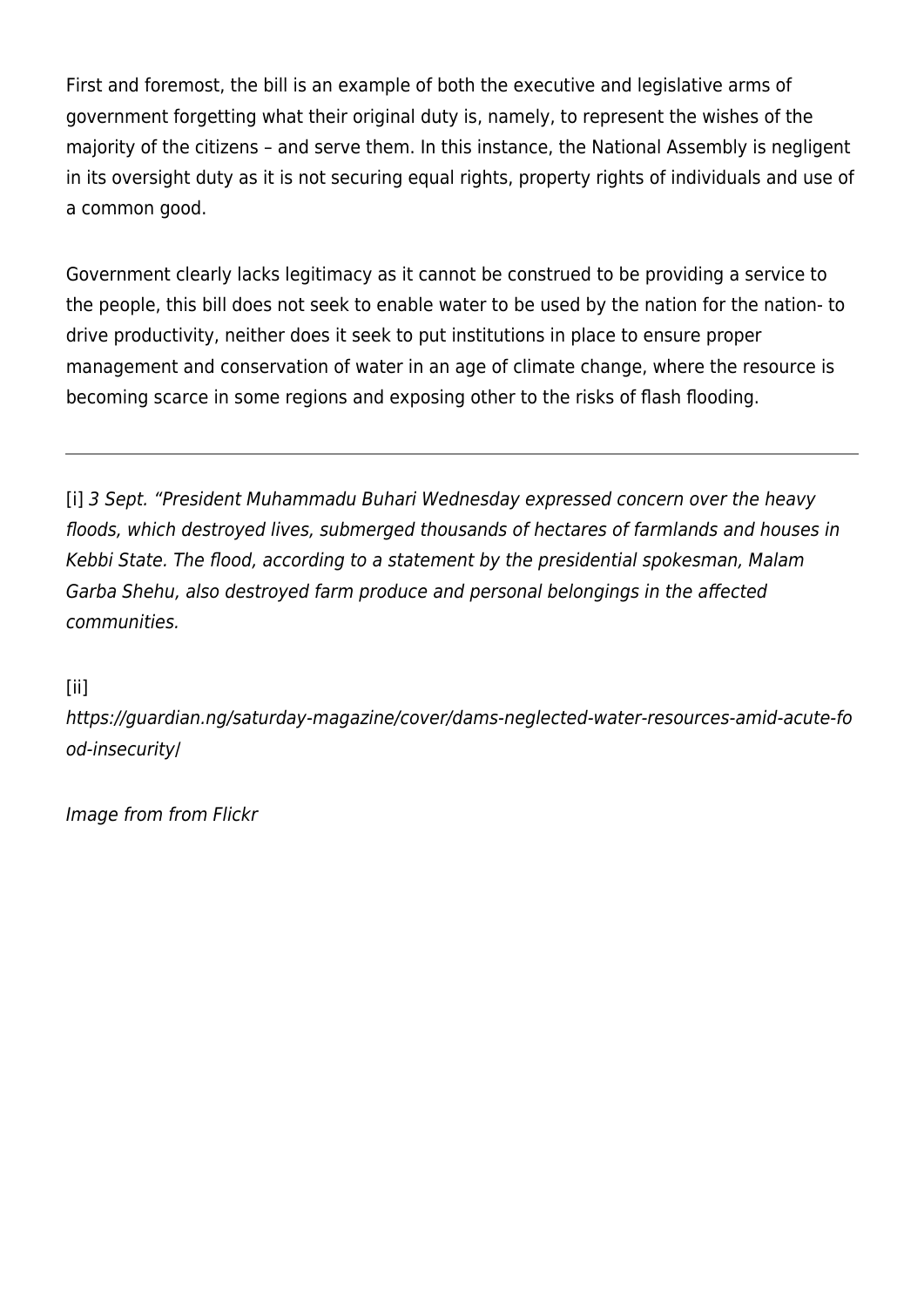First and foremost, the bill is an example of both the executive and legislative arms of government forgetting what their original duty is, namely, to represent the wishes of the majority of the citizens – and serve them. In this instance, the National Assembly is negligent in its oversight duty as it is not securing equal rights, property rights of individuals and use of a common good.

Government clearly lacks legitimacy as it cannot be construed to be providing a service to the people, this bill does not seek to enable water to be used by the nation for the nation- to drive productivity, neither does it seek to put institutions in place to ensure proper management and conservation of water in an age of climate change, where the resource is becoming scarce in some regions and exposing other to the risks of flash flooding.

---

[i] *3 Sept. "President Muhammadu Buhari Wednesday expressed concern over the heavy floods, which destroyed lives, submerged thousands of hectares of farmlands and houses in Kebbi State. The flood, according to a statement by the presidential spokesman, Malam Garba Shehu, also destroyed farm produce and personal belongings in the affected communities.*

[ii] *https://guardian.ng/saturday-magazine/cover/dams-neglected-water-resources-amid-acute-food-insecurity/*

*Image from from Flickr*